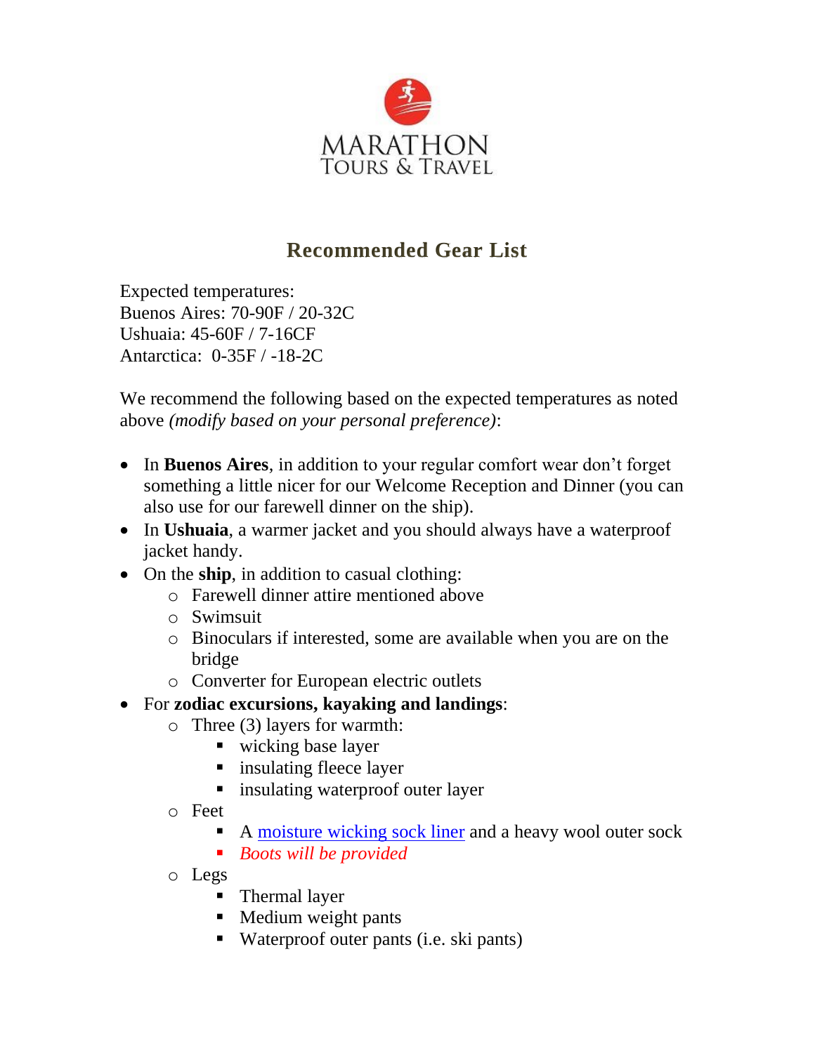MARATHON
TOURS & TRAVEL

# Recommended Gear List

Expected temperatures:
Buenos Aires: 70-90F / 20-32C
Ushuaia: 45-60F / 7-16CF
Antarctica: 0-35F / -18-2C

We recommend the following based on the expected temperatures as noted above *(modify based on your personal preference)*:

- In **Buenos Aires**, in addition to your regular comfort wear don't forget something a little nicer for our Welcome Reception and Dinner (you can also use for our farewell dinner on the ship).
- In **Ushuaia**, a warmer jacket and you should always have a waterproof jacket handy.
- On the **ship**, in addition to casual clothing:
  - Farewell dinner attire mentioned above
  - Swimsuit
  - Binoculars if interested, some are available when you are on the bridge
  - Converter for European electric outlets
- For **zodiac excursions, kayaking and landings**:
  - Three (3) layers for warmth:
    - wicking base layer
    - insulating fleece layer
    - insulating waterproof outer layer
  - Feet
    - A moisture wicking sock liner and a heavy wool outer sock
    - *Boots will be provided*
  - Legs
    - Thermal layer
    - Medium weight pants
    - Waterproof outer pants (i.e. ski pants)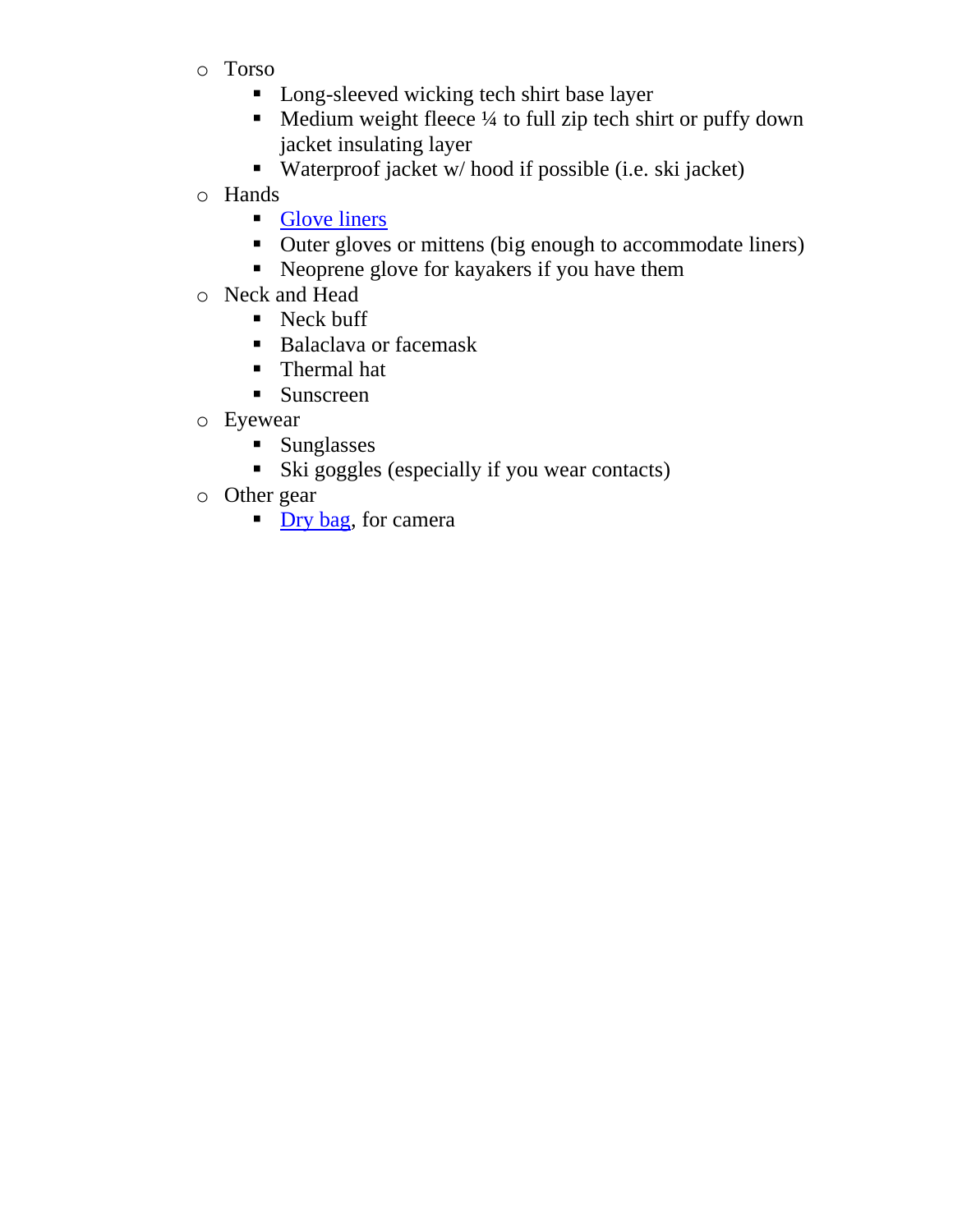- Torso
  - Long-sleeved wicking tech shirt base layer
  - Medium weight fleece ¼ to full zip tech shirt or puffy down jacket insulating layer
  - Waterproof jacket w/ hood if possible (i.e. ski jacket)
- Hands
  - Glove liners
  - Outer gloves or mittens (big enough to accommodate liners)
  - Neoprene glove for kayakers if you have them
- Neck and Head
  - Neck buff
  - Balaclava or facemask
  - Thermal hat
  - Sunscreen
- Eyewear
  - Sunglasses
  - Ski goggles (especially if you wear contacts)
- Other gear
  - Dry bag, for camera